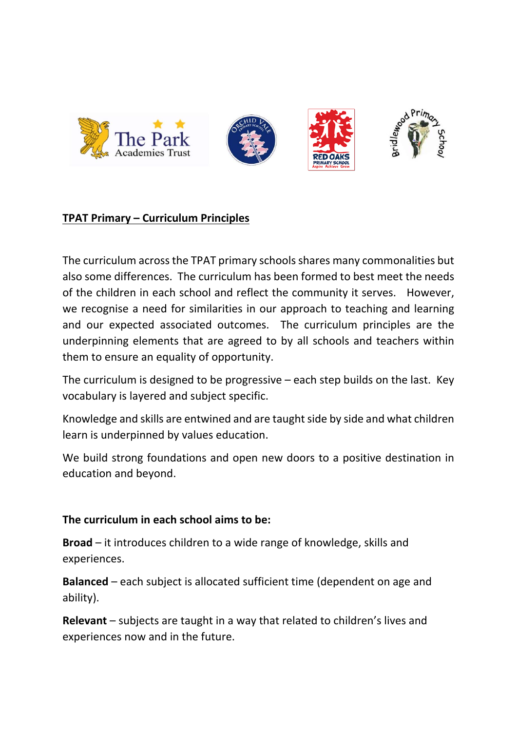**TPAT Primary – Curriculum Principles**

The curriculum across the TPAT primary schools shares many commonalities but also some differences. The curriculum has been formed to best meet the needs of the children in each school and reflect the community it serves. However, we recognise a need for similarities in our approach to teaching and learning and our expected associated outcomes. The curriculum principles are the underpinning elements that are agreed to by all schools and teachers within them to ensure an equality of opportunity.

The curriculum is designed to be progressive – each step builds on the last. Key vocabulary is layered and subject specific.

Knowledge and skills are entwined and are taught side by side and what children learn is underpinned by values education.

We build strong foundations and open new doors to a positive destination in education and beyond.

**The curriculum in each school aims to be:**

**Broad** – it introduces children to a wide range of knowledge, skills and experiences.

**Balanced** – each subject is allocated sufficient time (dependent on age and ability).

**Relevant** – subjects are taught in a way that related to children's lives and experiences now and in the future.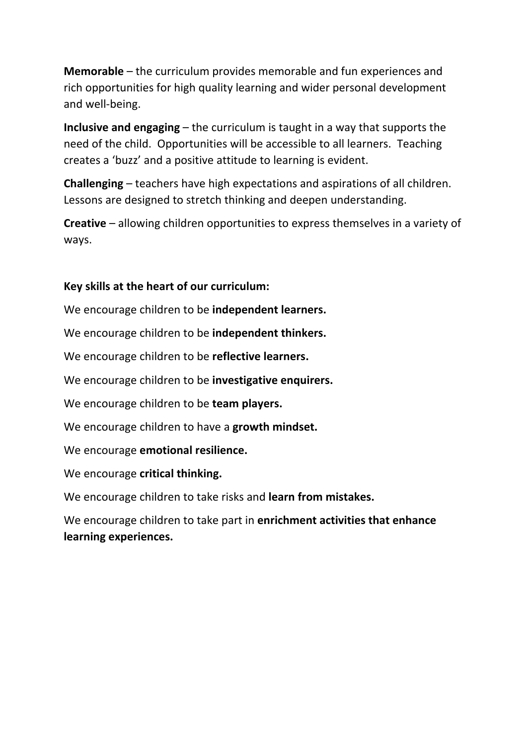**Memorable** – the curriculum provides memorable and fun experiences and rich opportunities for high quality learning and wider personal development and well-being.

**Inclusive and engaging** – the curriculum is taught in a way that supports the need of the child. Opportunities will be accessible to all learners. Teaching creates a 'buzz' and a positive attitude to learning is evident.

**Challenging** – teachers have high expectations and aspirations of all children. Lessons are designed to stretch thinking and deepen understanding.

**Creative** – allowing children opportunities to express themselves in a variety of ways.

**Key skills at the heart of our curriculum:**

We encourage children to be **independent learners.**

We encourage children to be **independent thinkers.**

We encourage children to be **reflective learners.**

We encourage children to be **investigative enquirers.**

We encourage children to be **team players.**

We encourage children to have a **growth mindset.**

We encourage **emotional resilience.**

We encourage **critical thinking.**

We encourage children to take risks and **learn from mistakes.**

We encourage children to take part in **enrichment activities that enhance learning experiences.**